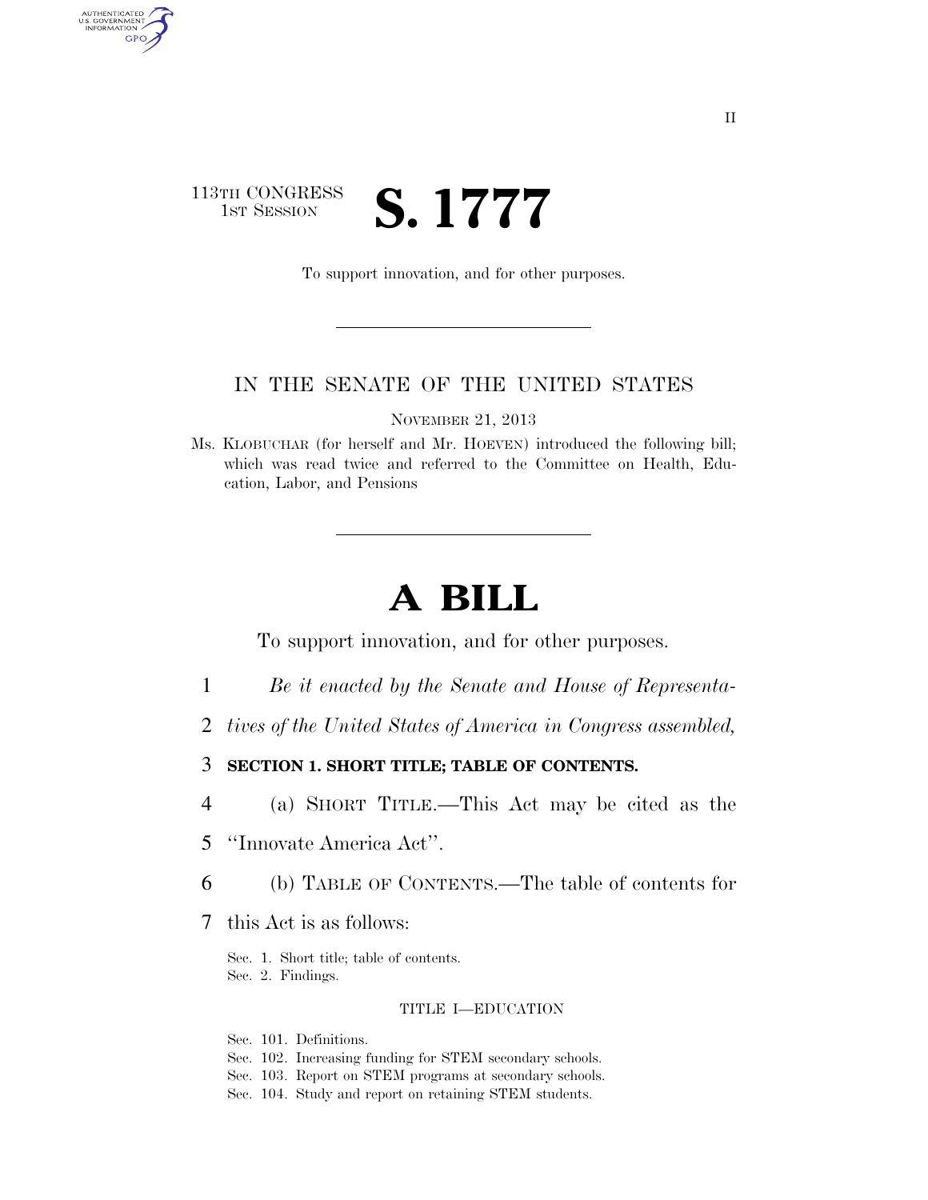113TH CONGRESS
1ST SESSION

# S. 1777

To support innovation, and for other purposes.

---

IN THE SENATE OF THE UNITED STATES

NOVEMBER 21, 2013

Ms. KLOBUCHAR (for herself and Mr. HOEVEN) introduced the following bill; which was read twice and referred to the Committee on Health, Education, Labor, and Pensions

---

# A BILL

To support innovation, and for other purposes.

1 *Be it enacted by the Senate and House of Representa-*
2 *tives of the United States of America in Congress assembled,*

3 **SECTION 1. SHORT TITLE; TABLE OF CONTENTS.**

4 (a) SHORT TITLE.—This Act may be cited as the
5 ''Innovate America Act''.

6 (b) TABLE OF CONTENTS.—The table of contents for
7 this Act is as follows:

Sec. 1. Short title; table of contents.
Sec. 2. Findings.

TITLE I—EDUCATION

Sec. 101. Definitions.
Sec. 102. Increasing funding for STEM secondary schools.
Sec. 103. Report on STEM programs at secondary schools.
Sec. 104. Study and report on retaining STEM students.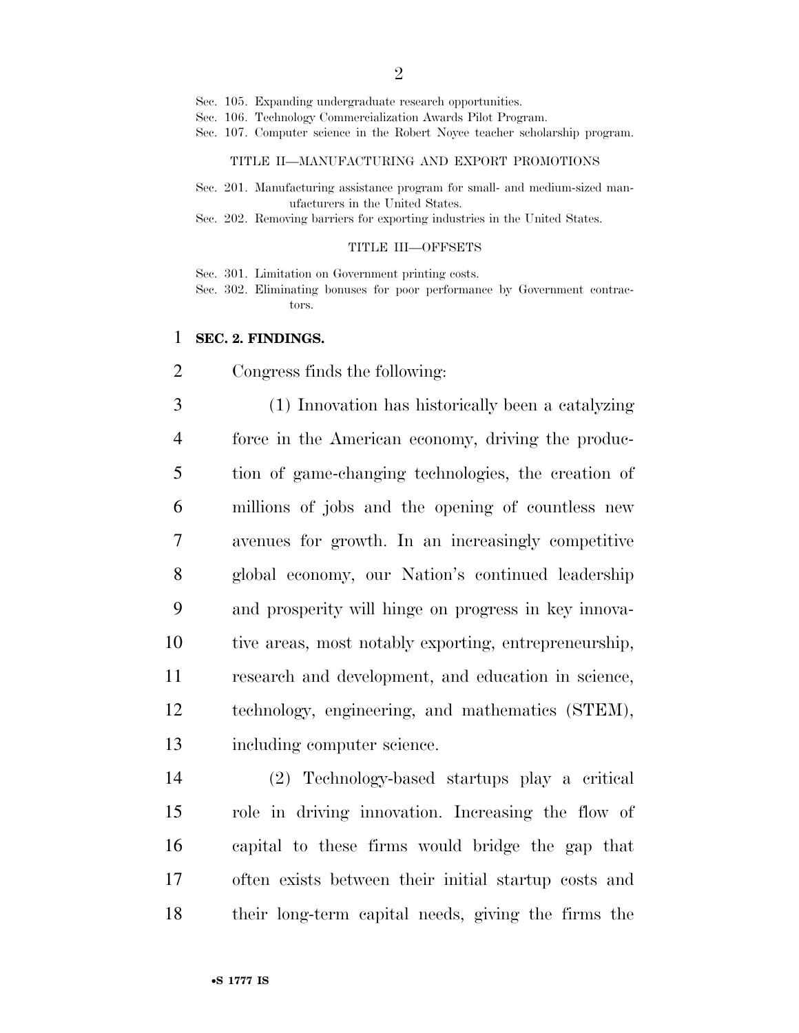Sec. 105. Expanding undergraduate research opportunities.
Sec. 106. Technology Commercialization Awards Pilot Program.
Sec. 107. Computer science in the Robert Noyce teacher scholarship program.

TITLE II—MANUFACTURING AND EXPORT PROMOTIONS

Sec. 201. Manufacturing assistance program for small- and medium-sized manufacturers in the United States.
Sec. 202. Removing barriers for exporting industries in the United States.

TITLE III—OFFSETS

Sec. 301. Limitation on Government printing costs.
Sec. 302. Eliminating bonuses for poor performance by Government contractors.

**SEC. 2. FINDINGS.**

Congress finds the following:

(1) Innovation has historically been a catalyzing force in the American economy, driving the production of game-changing technologies, the creation of millions of jobs and the opening of countless new avenues for growth. In an increasingly competitive global economy, our Nation's continued leadership and prosperity will hinge on progress in key innovative areas, most notably exporting, entrepreneurship, research and development, and education in science, technology, engineering, and mathematics (STEM), including computer science.

(2) Technology-based startups play a critical role in driving innovation. Increasing the flow of capital to these firms would bridge the gap that often exists between their initial startup costs and their long-term capital needs, giving the firms the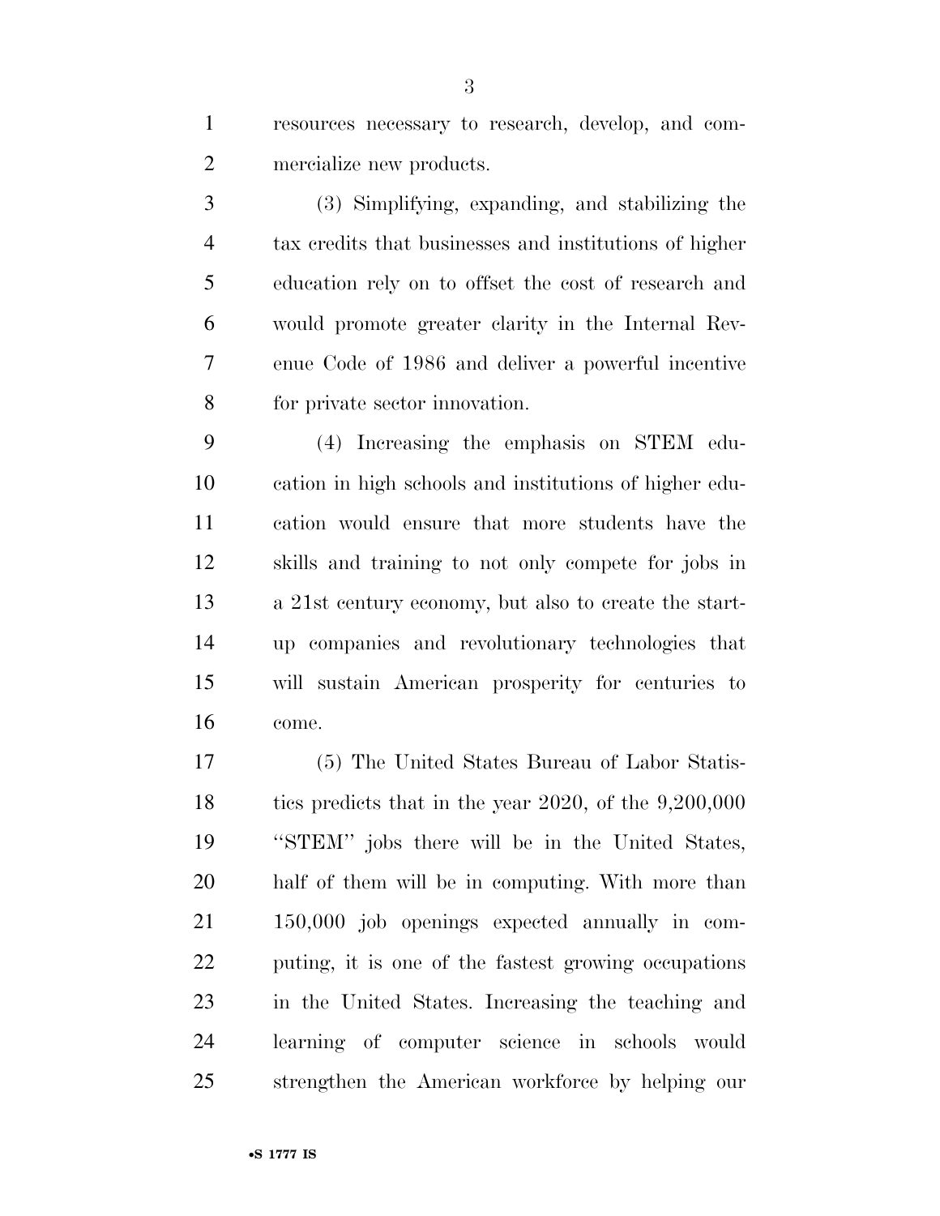resources necessary to research, develop, and commercialize new products.

(3) Simplifying, expanding, and stabilizing the tax credits that businesses and institutions of higher education rely on to offset the cost of research and would promote greater clarity in the Internal Revenue Code of 1986 and deliver a powerful incentive for private sector innovation.

(4) Increasing the emphasis on STEM education in high schools and institutions of higher education would ensure that more students have the skills and training to not only compete for jobs in a 21st century economy, but also to create the start-up companies and revolutionary technologies that will sustain American prosperity for centuries to come.

(5) The United States Bureau of Labor Statistics predicts that in the year 2020, of the 9,200,000 "STEM" jobs there will be in the United States, half of them will be in computing. With more than 150,000 job openings expected annually in computing, it is one of the fastest growing occupations in the United States. Increasing the teaching and learning of computer science in schools would strengthen the American workforce by helping our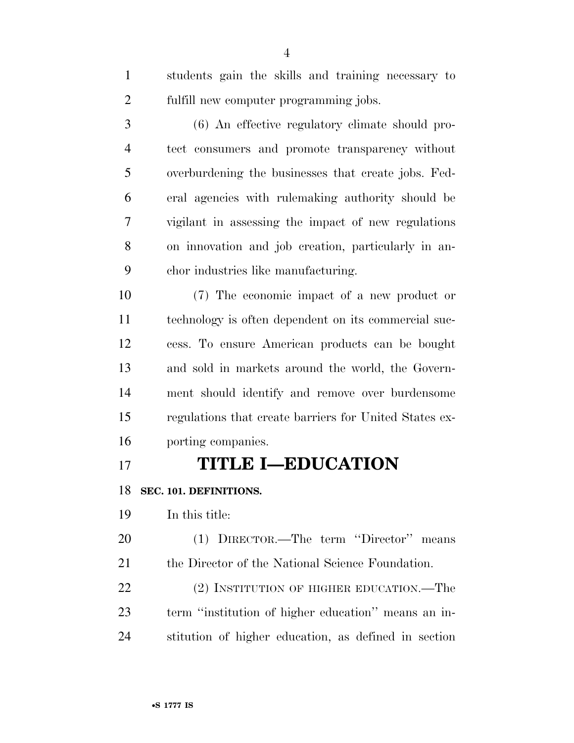students gain the skills and training necessary to fulfill new computer programming jobs.

(6) An effective regulatory climate should protect consumers and promote transparency without overburdening the businesses that create jobs. Federal agencies with rulemaking authority should be vigilant in assessing the impact of new regulations on innovation and job creation, particularly in anchor industries like manufacturing.

(7) The economic impact of a new product or technology is often dependent on its commercial success. To ensure American products can be bought and sold in markets around the world, the Government should identify and remove over burdensome regulations that create barriers for United States exporting companies.

# TITLE I—EDUCATION

## SEC. 101. DEFINITIONS.

In this title:

(1) DIRECTOR.—The term ''Director'' means the Director of the National Science Foundation.

(2) INSTITUTION OF HIGHER EDUCATION.—The term ''institution of higher education'' means an institution of higher education, as defined in section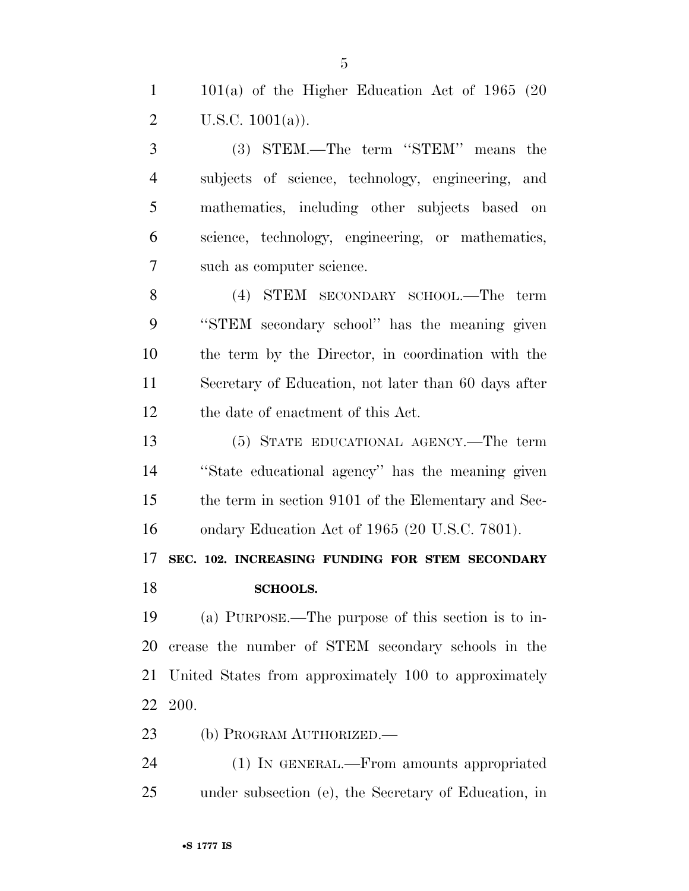101(a) of the Higher Education Act of 1965 (20 U.S.C. 1001(a)).

(3) STEM.—The term ''STEM'' means the subjects of science, technology, engineering, and mathematics, including other subjects based on science, technology, engineering, or mathematics, such as computer science.

(4) STEM SECONDARY SCHOOL.—The term ''STEM secondary school'' has the meaning given the term by the Director, in coordination with the Secretary of Education, not later than 60 days after the date of enactment of this Act.

(5) STATE EDUCATIONAL AGENCY.—The term ''State educational agency'' has the meaning given the term in section 9101 of the Elementary and Secondary Education Act of 1965 (20 U.S.C. 7801).

**SEC. 102. INCREASING FUNDING FOR STEM SECONDARY SCHOOLS.**

(a) PURPOSE.—The purpose of this section is to increase the number of STEM secondary schools in the United States from approximately 100 to approximately 200.

(b) PROGRAM AUTHORIZED.—

(1) IN GENERAL.—From amounts appropriated under subsection (e), the Secretary of Education, in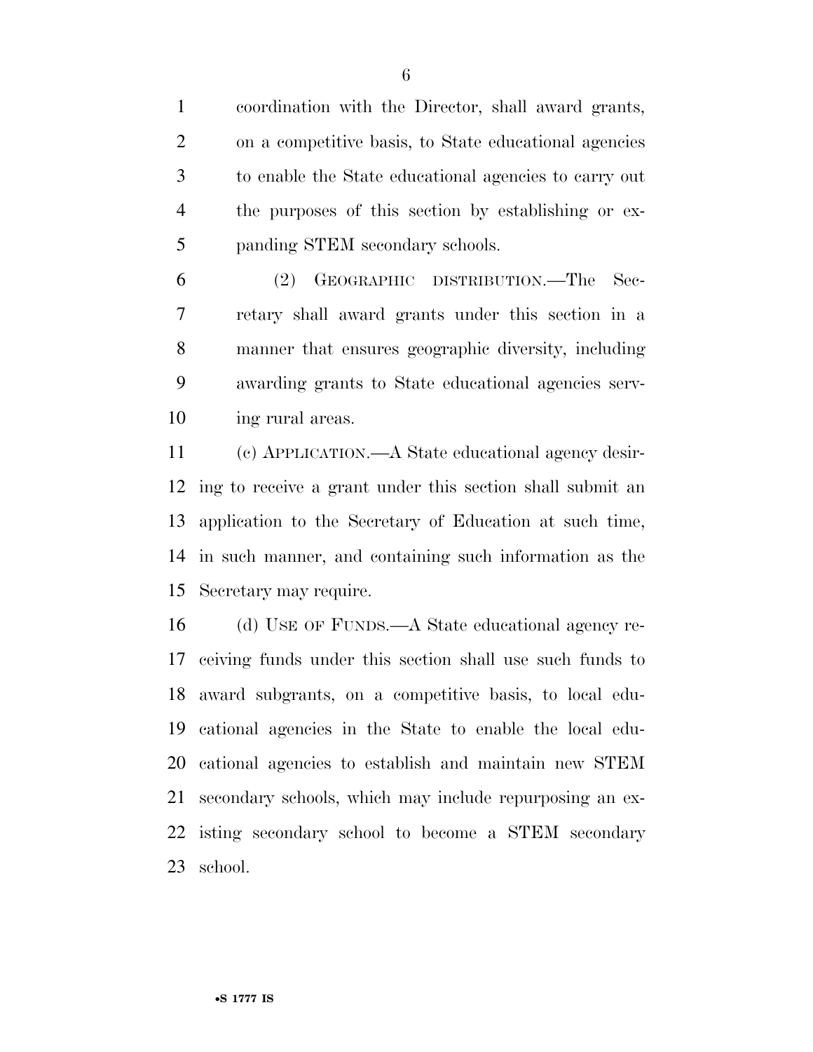coordination with the Director, shall award grants, on a competitive basis, to State educational agencies to enable the State educational agencies to carry out the purposes of this section by establishing or expanding STEM secondary schools.

(2) GEOGRAPHIC DISTRIBUTION.—The Secretary shall award grants under this section in a manner that ensures geographic diversity, including awarding grants to State educational agencies serving rural areas.

(c) APPLICATION.—A State educational agency desiring to receive a grant under this section shall submit an application to the Secretary of Education at such time, in such manner, and containing such information as the Secretary may require.

(d) USE OF FUNDS.—A State educational agency receiving funds under this section shall use such funds to award subgrants, on a competitive basis, to local educational agencies in the State to enable the local educational agencies to establish and maintain new STEM secondary schools, which may include repurposing an existing secondary school to become a STEM secondary school.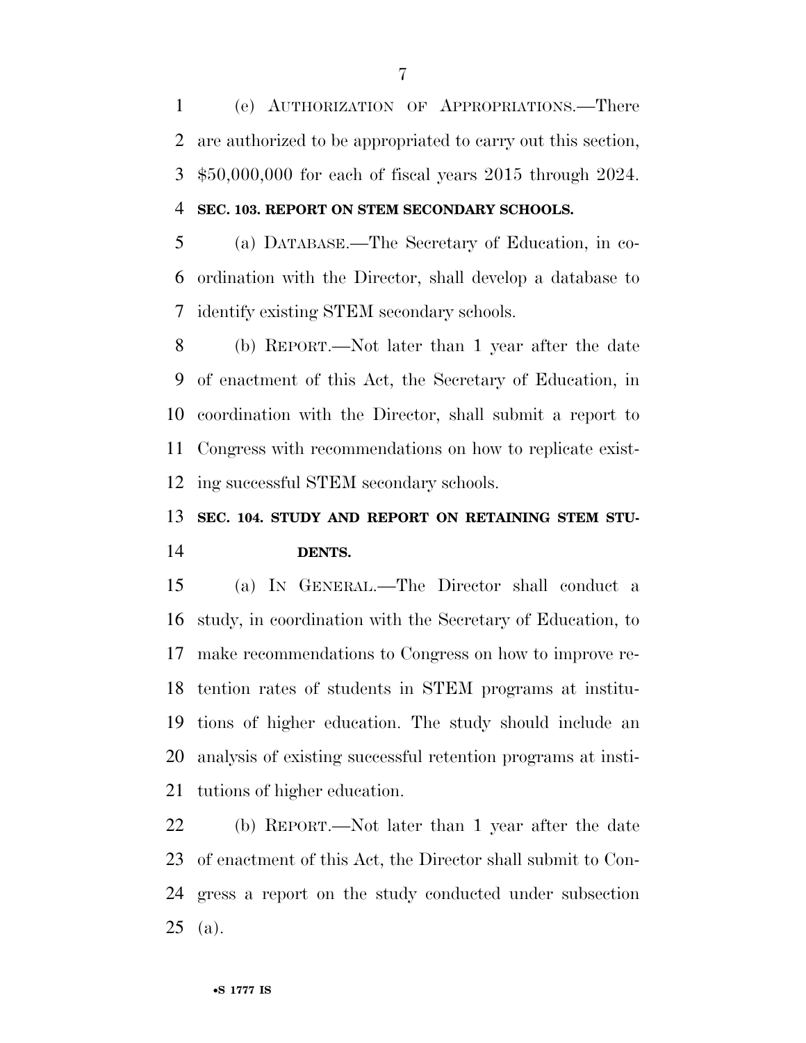(e) AUTHORIZATION OF APPROPRIATIONS.—There are authorized to be appropriated to carry out this section, $50,000,000 for each of fiscal years 2015 through 2024.

**SEC. 103. REPORT ON STEM SECONDARY SCHOOLS.**

(a) DATABASE.—The Secretary of Education, in coordination with the Director, shall develop a database to identify existing STEM secondary schools.

(b) REPORT.—Not later than 1 year after the date of enactment of this Act, the Secretary of Education, in coordination with the Director, shall submit a report to Congress with recommendations on how to replicate existing successful STEM secondary schools.

**SEC. 104. STUDY AND REPORT ON RETAINING STEM STUDENTS.**

(a) IN GENERAL.—The Director shall conduct a study, in coordination with the Secretary of Education, to make recommendations to Congress on how to improve retention rates of students in STEM programs at institutions of higher education. The study should include an analysis of existing successful retention programs at institutions of higher education.

(b) REPORT.—Not later than 1 year after the date of enactment of this Act, the Director shall submit to Congress a report on the study conducted under subsection (a).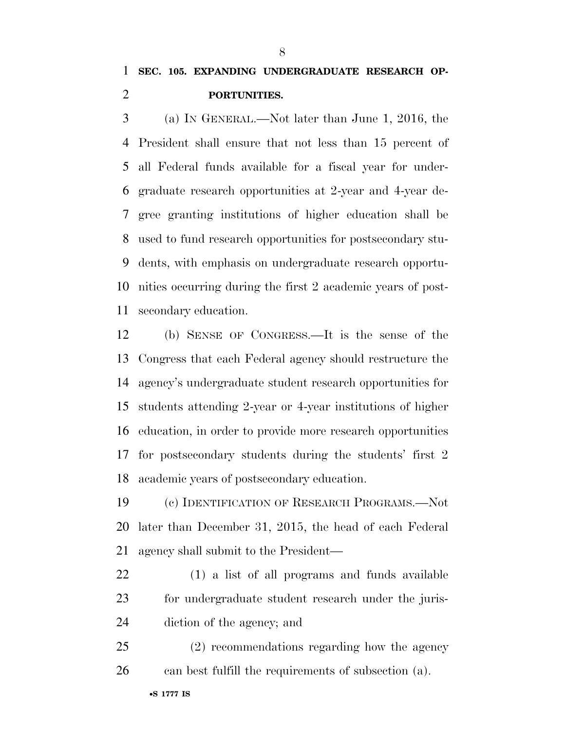**SEC. 105. EXPANDING UNDERGRADUATE RESEARCH OPPORTUNITIES.**

(a) IN GENERAL.—Not later than June 1, 2016, the President shall ensure that not less than 15 percent of all Federal funds available for a fiscal year for undergraduate research opportunities at 2-year and 4-year degree granting institutions of higher education shall be used to fund research opportunities for postsecondary students, with emphasis on undergraduate research opportunities occurring during the first 2 academic years of postsecondary education.

(b) SENSE OF CONGRESS.—It is the sense of the Congress that each Federal agency should restructure the agency's undergraduate student research opportunities for students attending 2-year or 4-year institutions of higher education, in order to provide more research opportunities for postsecondary students during the students' first 2 academic years of postsecondary education.

(c) IDENTIFICATION OF RESEARCH PROGRAMS.—Not later than December 31, 2015, the head of each Federal agency shall submit to the President—

(1) a list of all programs and funds available for undergraduate student research under the jurisdiction of the agency; and

(2) recommendations regarding how the agency can best fulfill the requirements of subsection (a).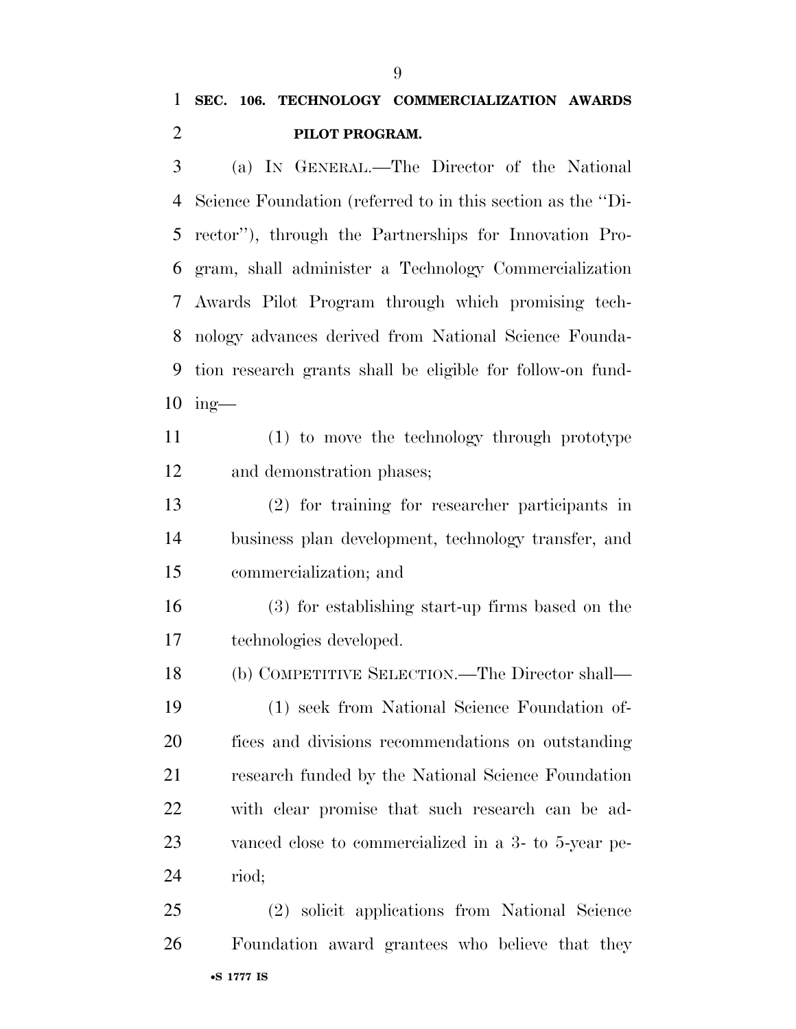**SEC. 106. TECHNOLOGY COMMERCIALIZATION AWARDS PILOT PROGRAM.**

(a) IN GENERAL.—The Director of the National Science Foundation (referred to in this section as the ''Director''), through the Partnerships for Innovation Program, shall administer a Technology Commercialization Awards Pilot Program through which promising technology advances derived from National Science Foundation research grants shall be eligible for follow-on funding—

(1) to move the technology through prototype and demonstration phases;

(2) for training for researcher participants in business plan development, technology transfer, and commercialization; and

(3) for establishing start-up firms based on the technologies developed.

(b) COMPETITIVE SELECTION.—The Director shall—

(1) seek from National Science Foundation offices and divisions recommendations on outstanding research funded by the National Science Foundation with clear promise that such research can be advanced close to commercialized in a 3- to 5-year period;

(2) solicit applications from National Science Foundation award grantees who believe that they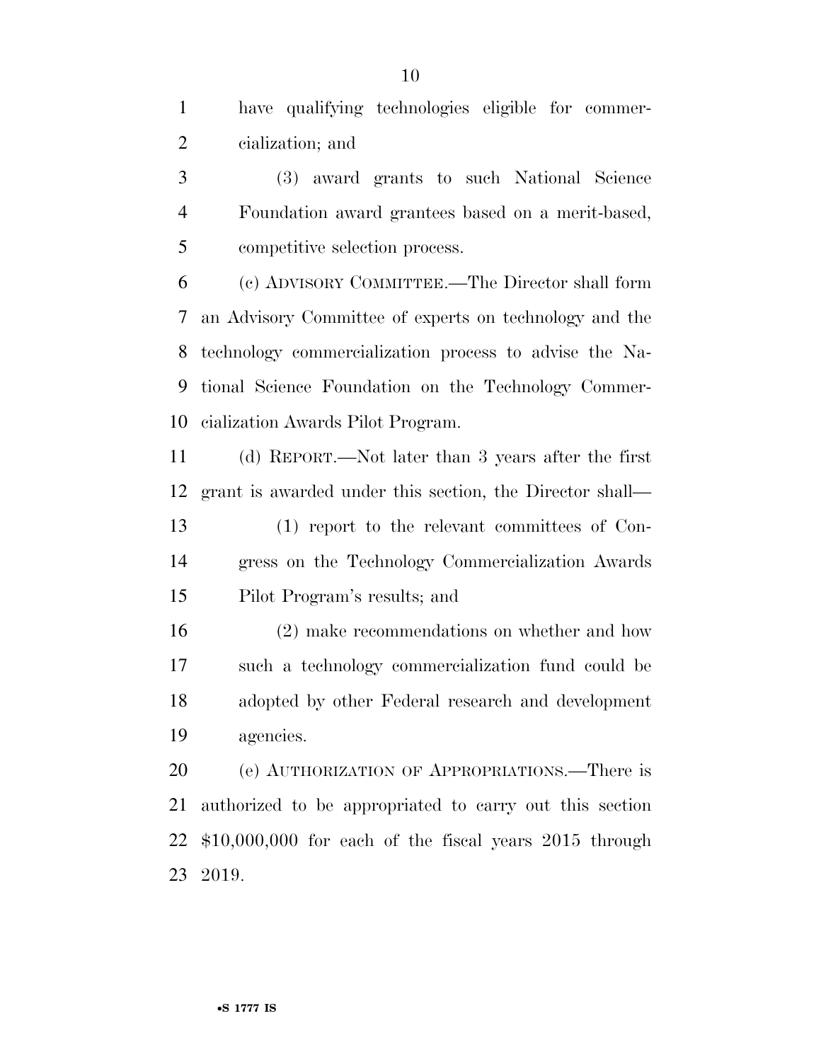have qualifying technologies eligible for commercialization; and

(3) award grants to such National Science Foundation award grantees based on a merit-based, competitive selection process.

(c) ADVISORY COMMITTEE.—The Director shall form an Advisory Committee of experts on technology and the technology commercialization process to advise the National Science Foundation on the Technology Commercialization Awards Pilot Program.

(d) REPORT.—Not later than 3 years after the first grant is awarded under this section, the Director shall—

(1) report to the relevant committees of Congress on the Technology Commercialization Awards Pilot Program's results; and

(2) make recommendations on whether and how such a technology commercialization fund could be adopted by other Federal research and development agencies.

(e) AUTHORIZATION OF APPROPRIATIONS.—There is authorized to be appropriated to carry out this section $10,000,000 for each of the fiscal years 2015 through 2019.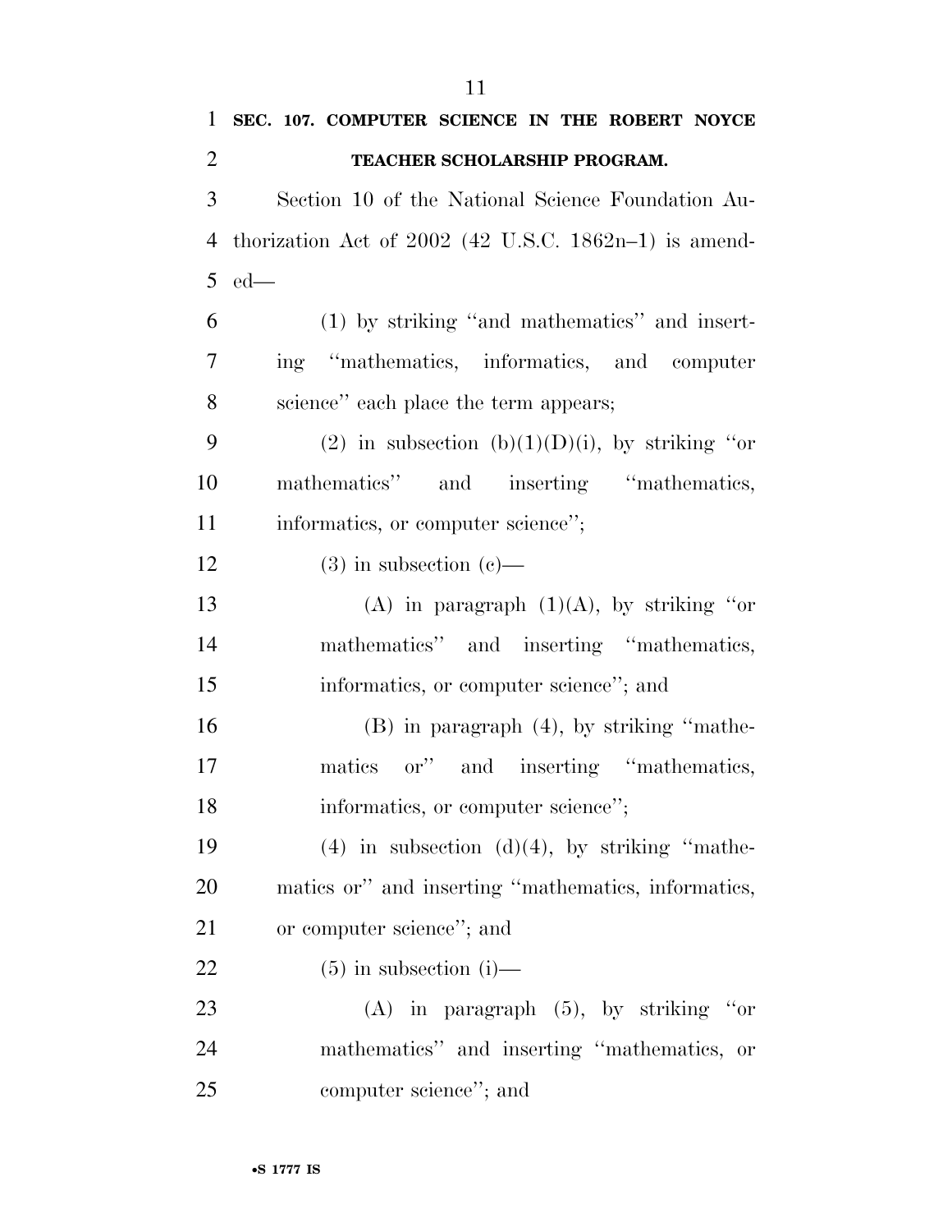**SEC. 107. COMPUTER SCIENCE IN THE ROBERT NOYCE TEACHER SCHOLARSHIP PROGRAM.**

Section 10 of the National Science Foundation Authorization Act of 2002 (42 U.S.C. 1862n–1) is amended—

(1) by striking ''and mathematics'' and inserting ''mathematics, informatics, and computer science'' each place the term appears;

(2) in subsection (b)(1)(D)(i), by striking ''or mathematics'' and inserting ''mathematics, informatics, or computer science'';

(3) in subsection (c)—

(A) in paragraph (1)(A), by striking ''or mathematics'' and inserting ''mathematics, informatics, or computer science''; and

(B) in paragraph (4), by striking ''mathematics or'' and inserting ''mathematics, informatics, or computer science'';

(4) in subsection (d)(4), by striking ''mathematics or'' and inserting ''mathematics, informatics, or computer science''; and

(5) in subsection (i)—

(A) in paragraph (5), by striking ''or mathematics'' and inserting ''mathematics, or computer science''; and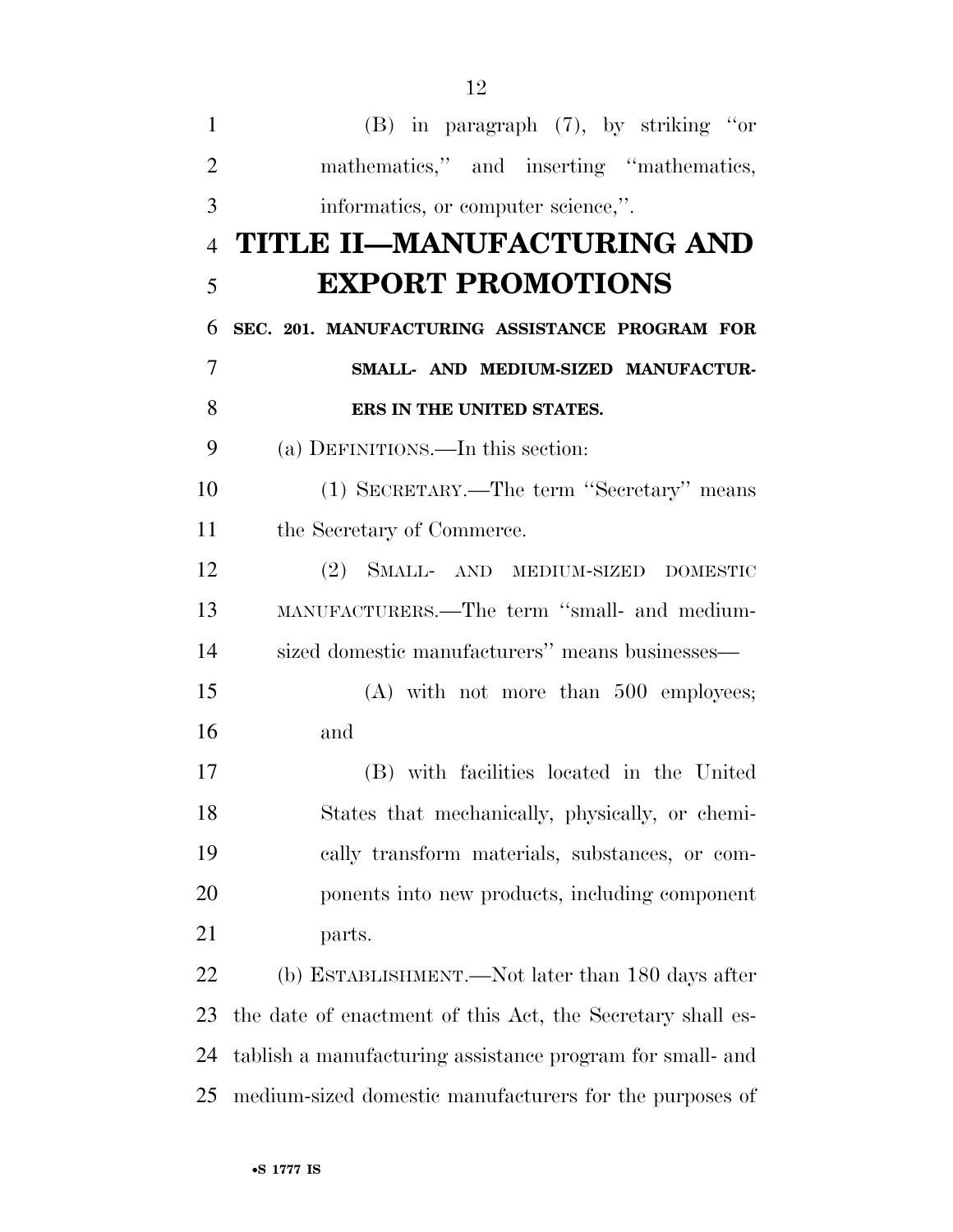(B) in paragraph (7), by striking ''or mathematics,'' and inserting ''mathematics, informatics, or computer science,''.

# TITLE II—MANUFACTURING AND EXPORT PROMOTIONS

**SEC. 201. MANUFACTURING ASSISTANCE PROGRAM FOR SMALL- AND MEDIUM-SIZED MANUFACTURERS IN THE UNITED STATES.**

(a) DEFINITIONS.—In this section:

(1) SECRETARY.—The term ''Secretary'' means the Secretary of Commerce.

(2) SMALL- AND MEDIUM-SIZED DOMESTIC MANUFACTURERS.—The term ''small- and medium-sized domestic manufacturers'' means businesses—

(A) with not more than 500 employees; and

(B) with facilities located in the United States that mechanically, physically, or chemically transform materials, substances, or components into new products, including component parts.

(b) ESTABLISHMENT.—Not later than 180 days after the date of enactment of this Act, the Secretary shall establish a manufacturing assistance program for small- and medium-sized domestic manufacturers for the purposes of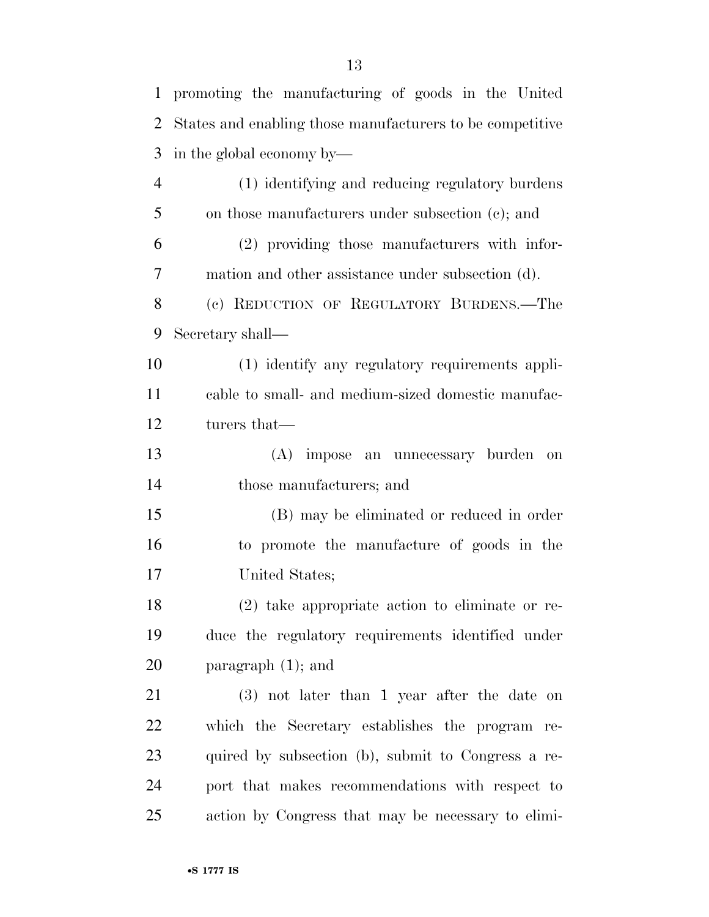promoting the manufacturing of goods in the United States and enabling those manufacturers to be competitive in the global economy by—

(1) identifying and reducing regulatory burdens on those manufacturers under subsection (c); and

(2) providing those manufacturers with information and other assistance under subsection (d).

(c) REDUCTION OF REGULATORY BURDENS.—The Secretary shall—

(1) identify any regulatory requirements applicable to small- and medium-sized domestic manufacturers that—

(A) impose an unnecessary burden on those manufacturers; and

(B) may be eliminated or reduced in order to promote the manufacture of goods in the United States;

(2) take appropriate action to eliminate or reduce the regulatory requirements identified under paragraph (1); and

(3) not later than 1 year after the date on which the Secretary establishes the program required by subsection (b), submit to Congress a report that makes recommendations with respect to action by Congress that may be necessary to elimi-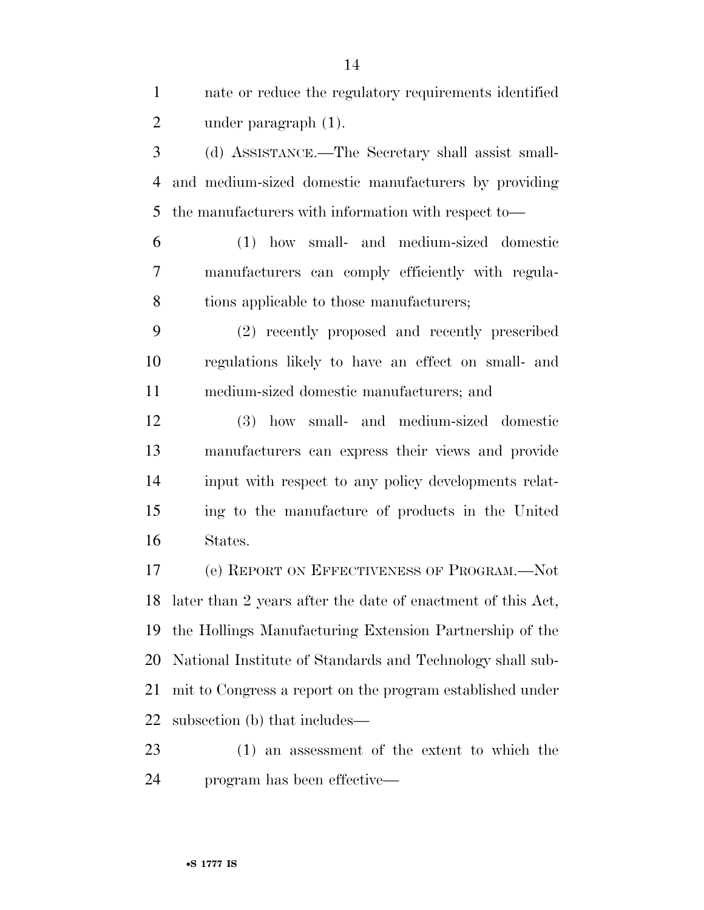nate or reduce the regulatory requirements identified under paragraph (1).

(d) ASSISTANCE.—The Secretary shall assist small- and medium-sized domestic manufacturers by providing the manufacturers with information with respect to—

(1) how small- and medium-sized domestic manufacturers can comply efficiently with regulations applicable to those manufacturers;

(2) recently proposed and recently prescribed regulations likely to have an effect on small- and medium-sized domestic manufacturers; and

(3) how small- and medium-sized domestic manufacturers can express their views and provide input with respect to any policy developments relating to the manufacture of products in the United States.

(e) REPORT ON EFFECTIVENESS OF PROGRAM.—Not later than 2 years after the date of enactment of this Act, the Hollings Manufacturing Extension Partnership of the National Institute of Standards and Technology shall submit to Congress a report on the program established under subsection (b) that includes—

(1) an assessment of the extent to which the program has been effective—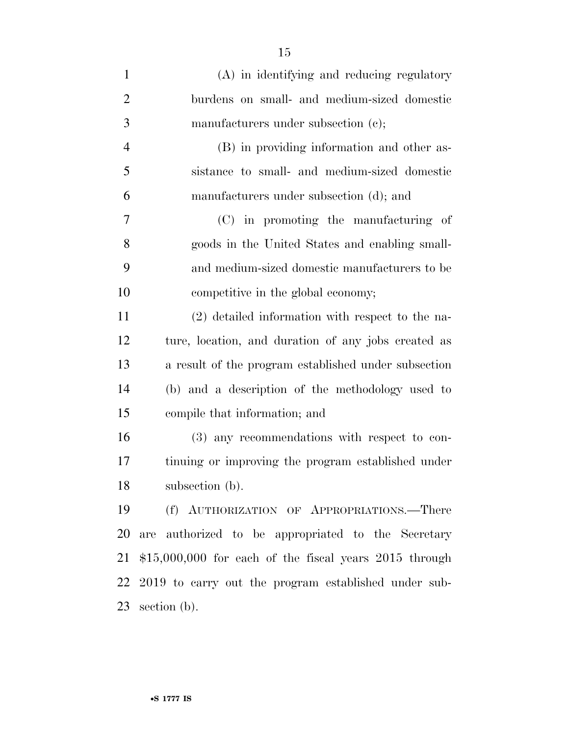(A) in identifying and reducing regulatory burdens on small- and medium-sized domestic manufacturers under subsection (c);

(B) in providing information and other assistance to small- and medium-sized domestic manufacturers under subsection (d); and

(C) in promoting the manufacturing of goods in the United States and enabling small- and medium-sized domestic manufacturers to be competitive in the global economy;

(2) detailed information with respect to the nature, location, and duration of any jobs created as a result of the program established under subsection (b) and a description of the methodology used to compile that information; and

(3) any recommendations with respect to continuing or improving the program established under subsection (b).

(f) AUTHORIZATION OF APPROPRIATIONS.—There are authorized to be appropriated to the Secretary $15,000,000 for each of the fiscal years 2015 through 2019 to carry out the program established under subsection (b).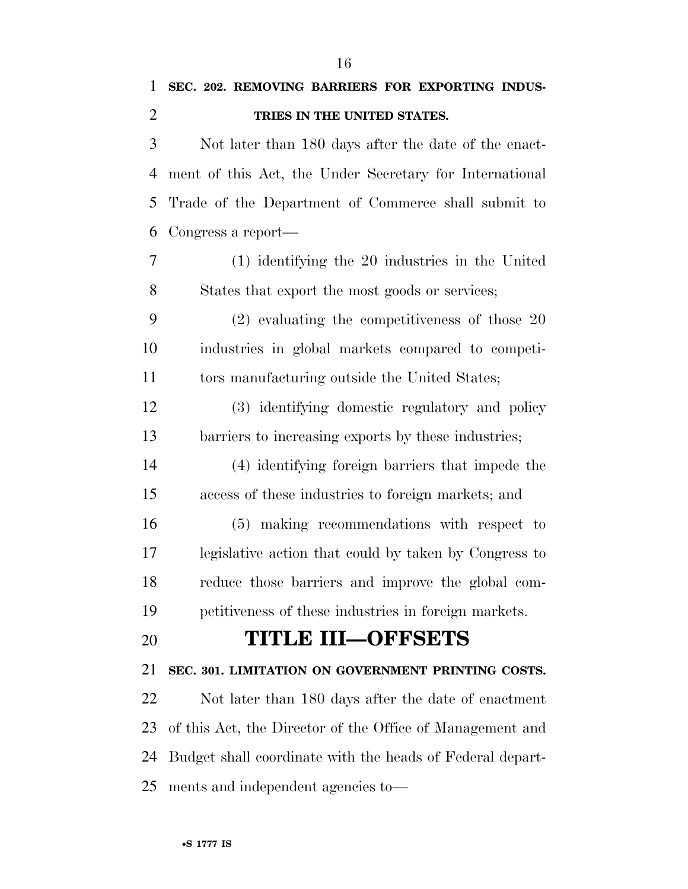**SEC. 202. REMOVING BARRIERS FOR EXPORTING INDUSTRIES IN THE UNITED STATES.**

Not later than 180 days after the date of the enactment of this Act, the Under Secretary for International Trade of the Department of Commerce shall submit to Congress a report—

(1) identifying the 20 industries in the United States that export the most goods or services;

(2) evaluating the competitiveness of those 20 industries in global markets compared to competitors manufacturing outside the United States;

(3) identifying domestic regulatory and policy barriers to increasing exports by these industries;

(4) identifying foreign barriers that impede the access of these industries to foreign markets; and

(5) making recommendations with respect to legislative action that could by taken by Congress to reduce those barriers and improve the global competitiveness of these industries in foreign markets.

# TITLE III—OFFSETS

**SEC. 301. LIMITATION ON GOVERNMENT PRINTING COSTS.**

Not later than 180 days after the date of enactment of this Act, the Director of the Office of Management and Budget shall coordinate with the heads of Federal departments and independent agencies to—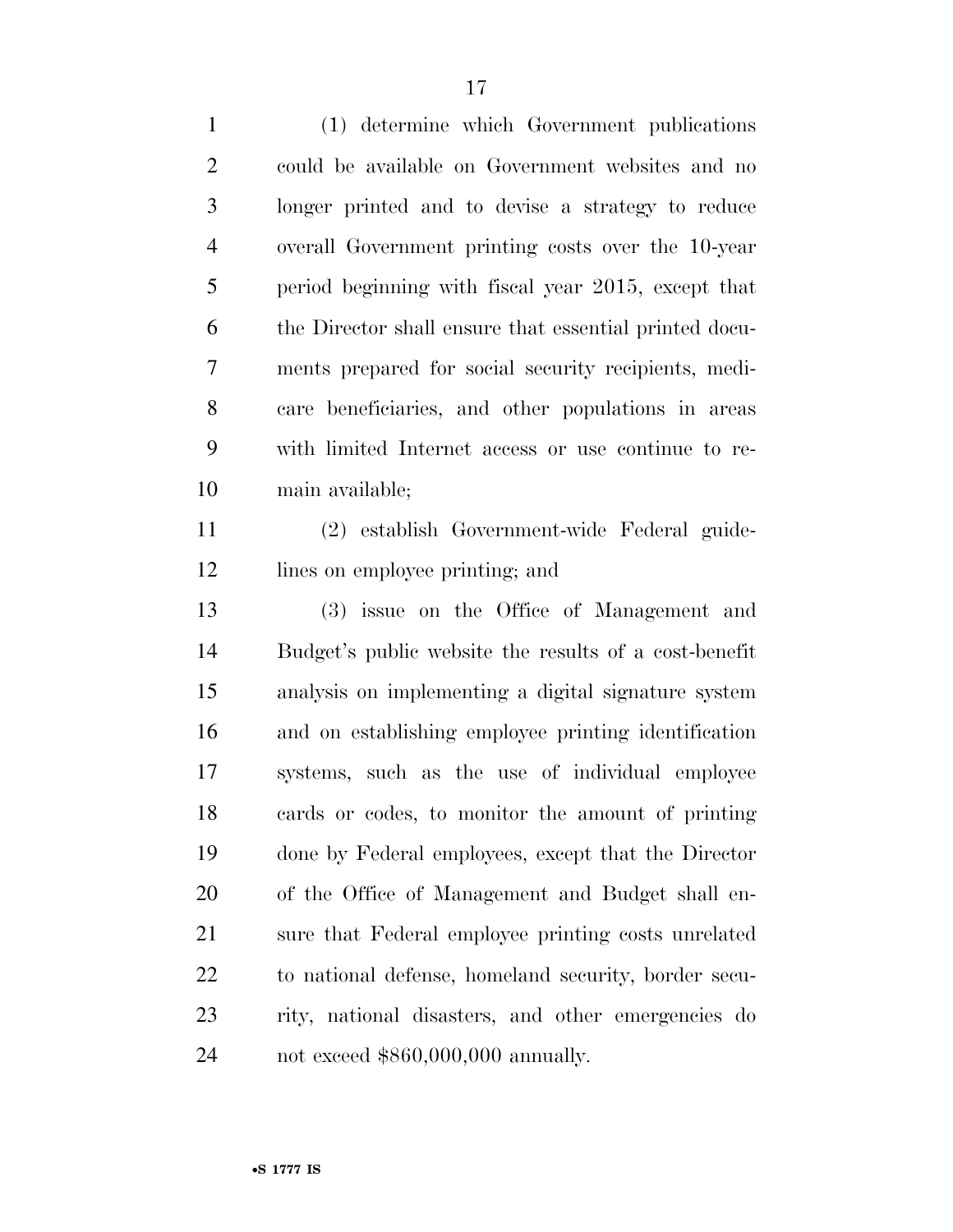(1) determine which Government publications could be available on Government websites and no longer printed and to devise a strategy to reduce overall Government printing costs over the 10-year period beginning with fiscal year 2015, except that the Director shall ensure that essential printed documents prepared for social security recipients, medicare beneficiaries, and other populations in areas with limited Internet access or use continue to remain available;

(2) establish Government-wide Federal guidelines on employee printing; and

(3) issue on the Office of Management and Budget's public website the results of a cost-benefit analysis on implementing a digital signature system and on establishing employee printing identification systems, such as the use of individual employee cards or codes, to monitor the amount of printing done by Federal employees, except that the Director of the Office of Management and Budget shall ensure that Federal employee printing costs unrelated to national defense, homeland security, border security, national disasters, and other emergencies do not exceed $860,000,000 annually.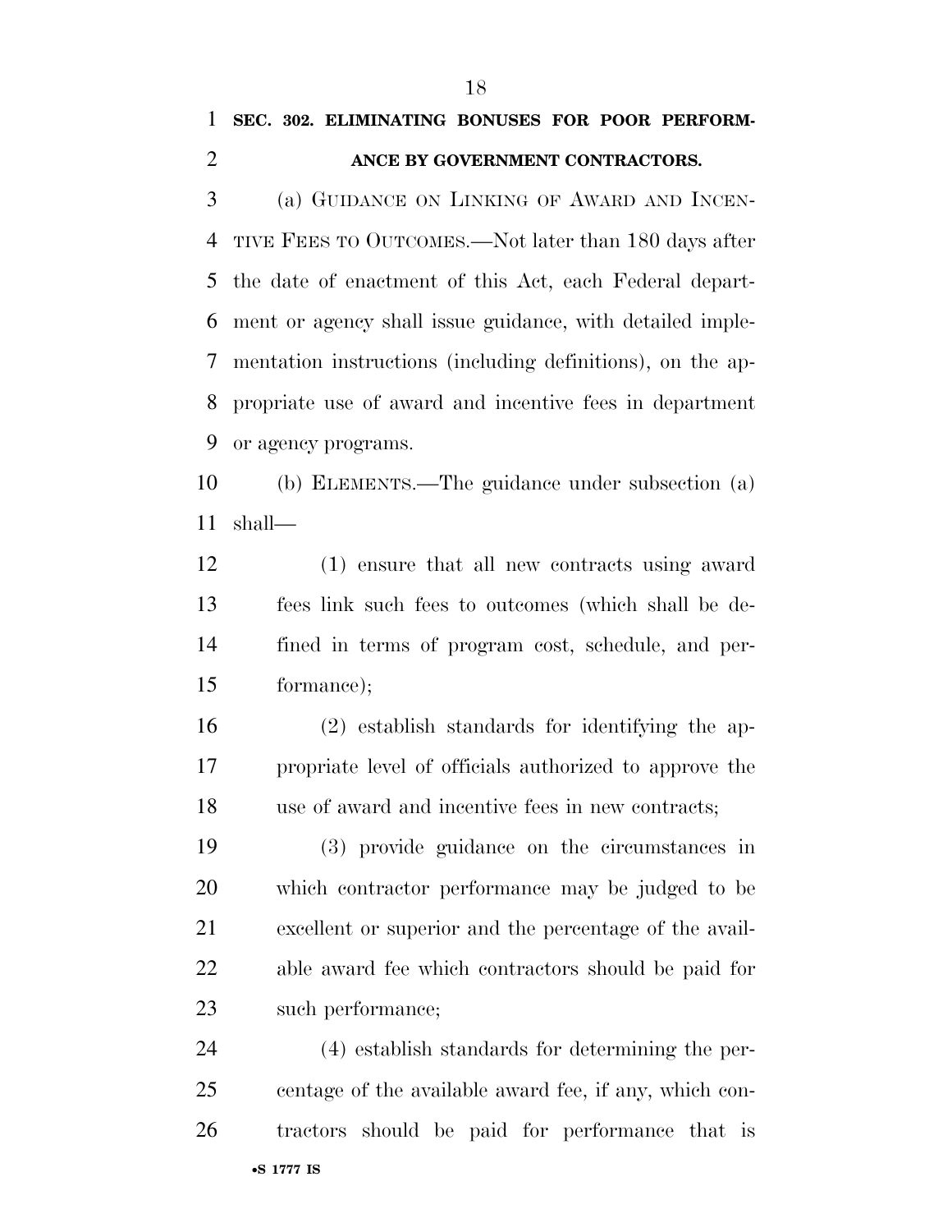**SEC. 302. ELIMINATING BONUSES FOR POOR PERFORMANCE BY GOVERNMENT CONTRACTORS.**

(a) GUIDANCE ON LINKING OF AWARD AND INCENTIVE FEES TO OUTCOMES.—Not later than 180 days after the date of enactment of this Act, each Federal department or agency shall issue guidance, with detailed implementation instructions (including definitions), on the appropriate use of award and incentive fees in department or agency programs.

(b) ELEMENTS.—The guidance under subsection (a) shall—

(1) ensure that all new contracts using award fees link such fees to outcomes (which shall be defined in terms of program cost, schedule, and performance);

(2) establish standards for identifying the appropriate level of officials authorized to approve the use of award and incentive fees in new contracts;

(3) provide guidance on the circumstances in which contractor performance may be judged to be excellent or superior and the percentage of the available award fee which contractors should be paid for such performance;

(4) establish standards for determining the percentage of the available award fee, if any, which contractors should be paid for performance that is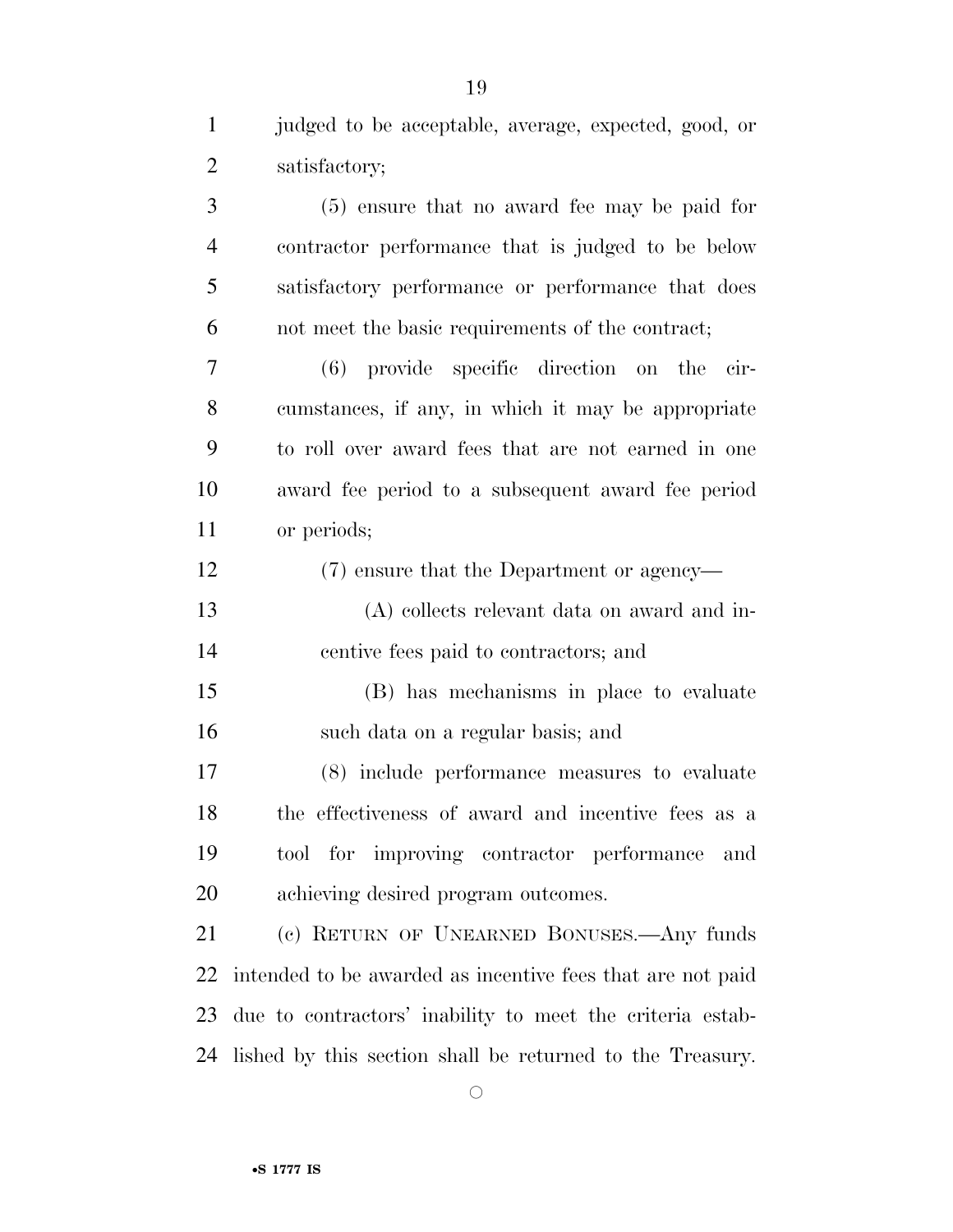judged to be acceptable, average, expected, good, or satisfactory;

(5) ensure that no award fee may be paid for contractor performance that is judged to be below satisfactory performance or performance that does not meet the basic requirements of the contract;

(6) provide specific direction on the circumstances, if any, in which it may be appropriate to roll over award fees that are not earned in one award fee period to a subsequent award fee period or periods;

(7) ensure that the Department or agency—

(A) collects relevant data on award and incentive fees paid to contractors; and

(B) has mechanisms in place to evaluate such data on a regular basis; and

(8) include performance measures to evaluate the effectiveness of award and incentive fees as a tool for improving contractor performance and achieving desired program outcomes.

(c) RETURN OF UNEARNED BONUSES.—Any funds intended to be awarded as incentive fees that are not paid due to contractors' inability to meet the criteria established by this section shall be returned to the Treasury.